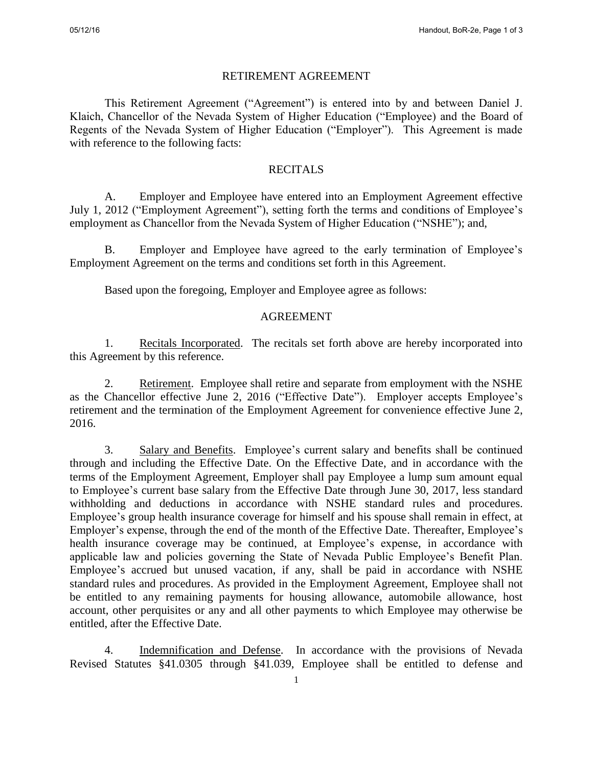# RETIREMENT AGREEMENT

This Retirement Agreement ("Agreement") is entered into by and between Daniel J. Klaich, Chancellor of the Nevada System of Higher Education ("Employee) and the Board of Regents of the Nevada System of Higher Education ("Employer"). This Agreement is made with reference to the following facts:

## RECITALS

A. Employer and Employee have entered into an Employment Agreement effective July 1, 2012 ("Employment Agreement"), setting forth the terms and conditions of Employee's employment as Chancellor from the Nevada System of Higher Education ("NSHE"); and,

B. Employer and Employee have agreed to the early termination of Employee's Employment Agreement on the terms and conditions set forth in this Agreement.

Based upon the foregoing, Employer and Employee agree as follows:

## AGREEMENT

1. Recitals Incorporated. The recitals set forth above are hereby incorporated into this Agreement by this reference.

2. Retirement. Employee shall retire and separate from employment with the NSHE as the Chancellor effective June 2, 2016 ("Effective Date"). Employer accepts Employee's retirement and the termination of the Employment Agreement for convenience effective June 2, 2016.

3. Salary and Benefits. Employee's current salary and benefits shall be continued through and including the Effective Date. On the Effective Date, and in accordance with the terms of the Employment Agreement, Employer shall pay Employee a lump sum amount equal to Employee's current base salary from the Effective Date through June 30, 2017, less standard withholding and deductions in accordance with NSHE standard rules and procedures. Employee's group health insurance coverage for himself and his spouse shall remain in effect, at Employer's expense, through the end of the month of the Effective Date. Thereafter, Employee's health insurance coverage may be continued, at Employee's expense, in accordance with applicable law and policies governing the State of Nevada Public Employee's Benefit Plan. Employee's accrued but unused vacation, if any, shall be paid in accordance with NSHE standard rules and procedures. As provided in the Employment Agreement, Employee shall not be entitled to any remaining payments for housing allowance, automobile allowance, host account, other perquisites or any and all other payments to which Employee may otherwise be entitled, after the Effective Date.

4. Indemnification and Defense. In accordance with the provisions of Nevada Revised Statutes §41.0305 through §41.039, Employee shall be entitled to defense and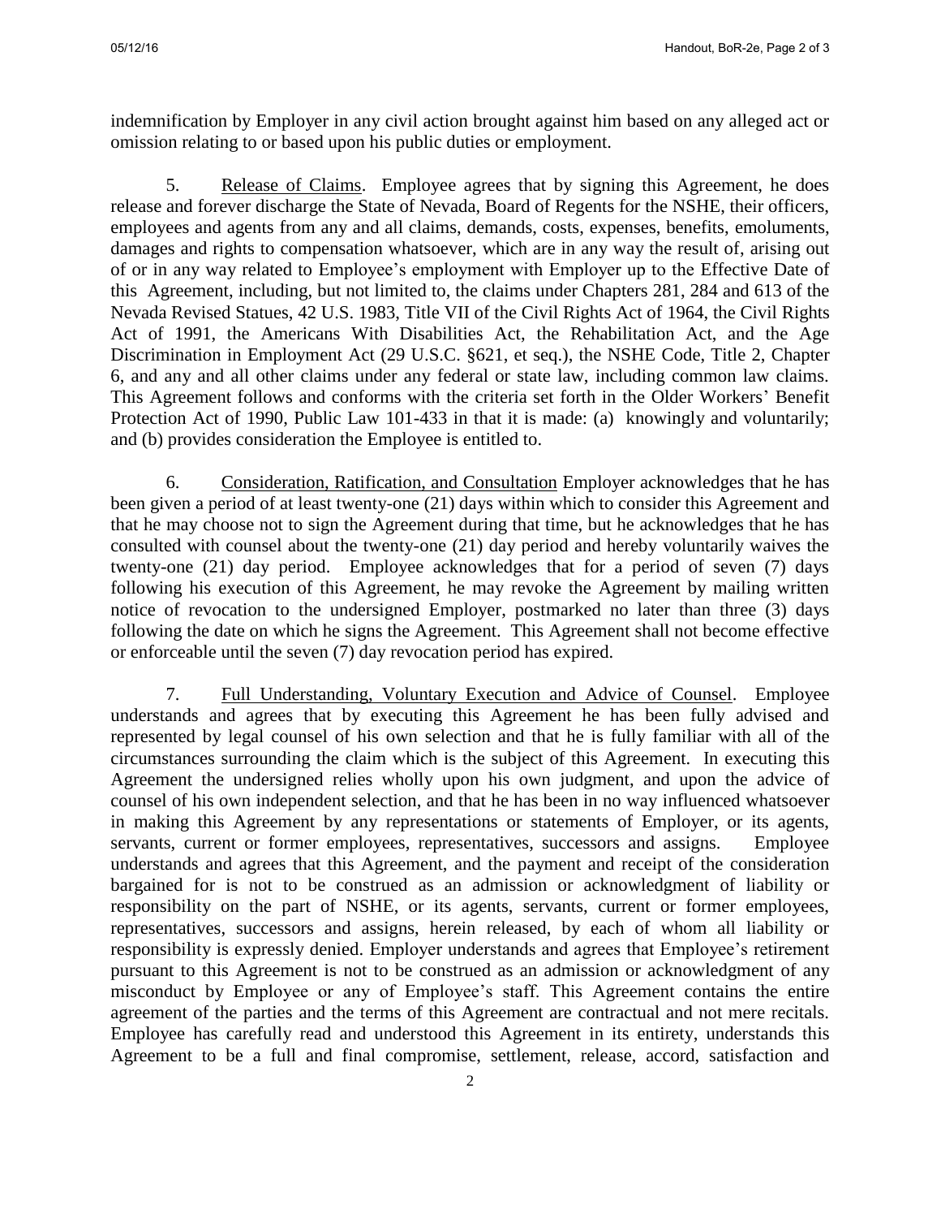indemnification by Employer in any civil action brought against him based on any alleged act or omission relating to or based upon his public duties or employment.

5. Release of Claims. Employee agrees that by signing this Agreement, he does release and forever discharge the State of Nevada, Board of Regents for the NSHE, their officers, employees and agents from any and all claims, demands, costs, expenses, benefits, emoluments, damages and rights to compensation whatsoever, which are in any way the result of, arising out of or in any way related to Employee's employment with Employer up to the Effective Date of this Agreement, including, but not limited to, the claims under Chapters 281, 284 and 613 of the Nevada Revised Statues, 42 U.S. 1983, Title VII of the Civil Rights Act of 1964, the Civil Rights Act of 1991, the Americans With Disabilities Act, the Rehabilitation Act, and the Age Discrimination in Employment Act (29 U.S.C. §621, et seq.), the NSHE Code, Title 2, Chapter 6, and any and all other claims under any federal or state law, including common law claims. This Agreement follows and conforms with the criteria set forth in the Older Workers' Benefit Protection Act of 1990, Public Law 101-433 in that it is made: (a) knowingly and voluntarily; and (b) provides consideration the Employee is entitled to.

6. Consideration, Ratification, and Consultation Employer acknowledges that he has been given a period of at least twenty-one (21) days within which to consider this Agreement and that he may choose not to sign the Agreement during that time, but he acknowledges that he has consulted with counsel about the twenty-one (21) day period and hereby voluntarily waives the twenty-one (21) day period. Employee acknowledges that for a period of seven (7) days following his execution of this Agreement, he may revoke the Agreement by mailing written notice of revocation to the undersigned Employer, postmarked no later than three (3) days following the date on which he signs the Agreement. This Agreement shall not become effective or enforceable until the seven (7) day revocation period has expired.

7. Full Understanding, Voluntary Execution and Advice of Counsel. Employee understands and agrees that by executing this Agreement he has been fully advised and represented by legal counsel of his own selection and that he is fully familiar with all of the circumstances surrounding the claim which is the subject of this Agreement. In executing this Agreement the undersigned relies wholly upon his own judgment, and upon the advice of counsel of his own independent selection, and that he has been in no way influenced whatsoever in making this Agreement by any representations or statements of Employer, or its agents, servants, current or former employees, representatives, successors and assigns. Employee understands and agrees that this Agreement, and the payment and receipt of the consideration bargained for is not to be construed as an admission or acknowledgment of liability or responsibility on the part of NSHE, or its agents, servants, current or former employees, representatives, successors and assigns, herein released, by each of whom all liability or responsibility is expressly denied. Employer understands and agrees that Employee's retirement pursuant to this Agreement is not to be construed as an admission or acknowledgment of any misconduct by Employee or any of Employee's staff. This Agreement contains the entire agreement of the parties and the terms of this Agreement are contractual and not mere recitals. Employee has carefully read and understood this Agreement in its entirety, understands this Agreement to be a full and final compromise, settlement, release, accord, satisfaction and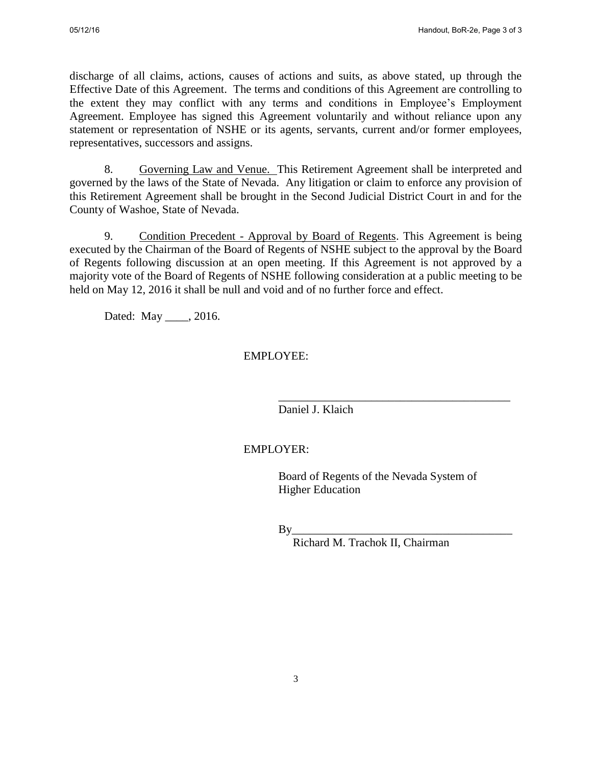discharge of all claims, actions, causes of actions and suits, as above stated, up through the Effective Date of this Agreement. The terms and conditions of this Agreement are controlling to the extent they may conflict with any terms and conditions in Employee's Employment Agreement. Employee has signed this Agreement voluntarily and without reliance upon any statement or representation of NSHE or its agents, servants, current and/or former employees, representatives, successors and assigns.

8. Governing Law and Venue. This Retirement Agreement shall be interpreted and governed by the laws of the State of Nevada. Any litigation or claim to enforce any provision of this Retirement Agreement shall be brought in the Second Judicial District Court in and for the County of Washoe, State of Nevada.

9. Condition Precedent - Approval by Board of Regents. This Agreement is being executed by the Chairman of the Board of Regents of NSHE subject to the approval by the Board of Regents following discussion at an open meeting. If this Agreement is not approved by a majority vote of the Board of Regents of NSHE following consideration at a public meeting to be held on May 12, 2016 it shall be null and void and of no further force and effect.

Dated: May ____, 2016.

EMPLOYEE:

________________________________________
Daniel J. Klaich

EMPLOYER:

Board of Regents of the Nevada System of Higher Education

By______________________________________
Richard M. Trachok II, Chairman